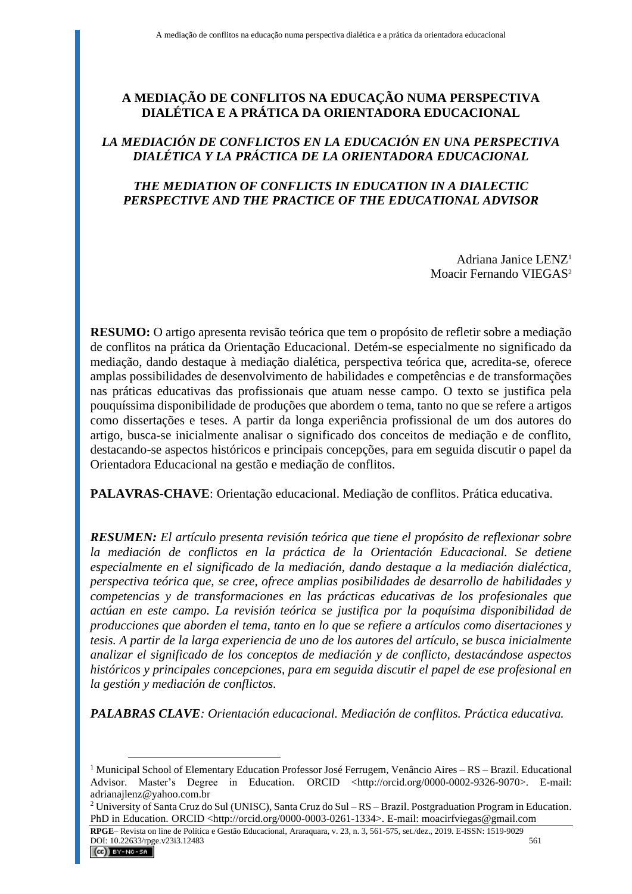# A MEDIAÇÃO DE CONFLITOS NA EDUCAÇÃO NUMA PERSPECTIVA DIALÉTICA E A PRÁTICA DA ORIENTADORA EDUCACIONAL

## *LA MEDIACIÓN DE CONFLICTOS EN LA EDUCACIÓN EN UNA PERSPECTIVA DIALÉTICA Y LA PRÁCTICA DE LA ORIENTADORA EDUCACIONAL*

## *THE MEDIATION OF CONFLICTS IN EDUCATION IN A DIALECTIC PERSPECTIVE AND THE PRACTICE OF THE EDUCATIONAL ADVISOR*

Adriana Janice LENZ[1]
Moacir Fernando VIEGAS[2]

**RESUMO:** O artigo apresenta revisão teórica que tem o propósito de refletir sobre a mediação de conflitos na prática da Orientação Educacional. Detém-se especialmente no significado da mediação, dando destaque à mediação dialética, perspectiva teórica que, acredita-se, oferece amplas possibilidades de desenvolvimento de habilidades e competências e de transformações nas práticas educativas das profissionais que atuam nesse campo. O texto se justifica pela pouquíssima disponibilidade de produções que abordem o tema, tanto no que se refere a artigos como dissertações e teses. A partir da longa experiência profissional de um dos autores do artigo, busca-se inicialmente analisar o significado dos conceitos de mediação e de conflito, destacando-se aspectos históricos e principais concepções, para em seguida discutir o papel da Orientadora Educacional na gestão e mediação de conflitos.

**PALAVRAS-CHAVE**: Orientação educacional. Mediação de conflitos. Prática educativa.

***RESUMEN:*** *El artículo presenta revisión teórica que tiene el propósito de reflexionar sobre la mediación de conflictos en la práctica de la Orientación Educacional. Se detiene especialmente en el significado de la mediación, dando destaque a la mediación dialéctica, perspectiva teórica que, se cree, ofrece amplias posibilidades de desarrollo de habilidades y competencias y de transformaciones en las prácticas educativas de los profesionales que actúan en este campo. La revisión teórica se justifica por la poquísima disponibilidad de producciones que aborden el tema, tanto en lo que se refiere a artículos como disertaciones y tesis. A partir de la larga experiencia de uno de los autores del artículo, se busca inicialmente analizar el significado de los conceptos de mediación y de conflicto, destacándose aspectos históricos y principales concepciones, para em seguida discutir el papel de ese profesional en la gestión y mediación de conflictos.*

***PALABRAS CLAVE****: Orientación educacional. Mediación de conflitos. Práctica educativa.*

---

[1] Municipal School of Elementary Education Professor José Ferrugem, Venâncio Aires – RS – Brazil. Educational Advisor. Master's Degree in Education. ORCID <http://orcid.org/0000-0002-9326-9070>. E-mail: adrianajlenz@yahoo.com.br

[2] University of Santa Cruz do Sul (UNISC), Santa Cruz do Sul – RS – Brazil. Postgraduation Program in Education. PhD in Education. ORCID <http://orcid.org/0000-0003-0261-1334>. E-mail: moacirfviegas@gmail.com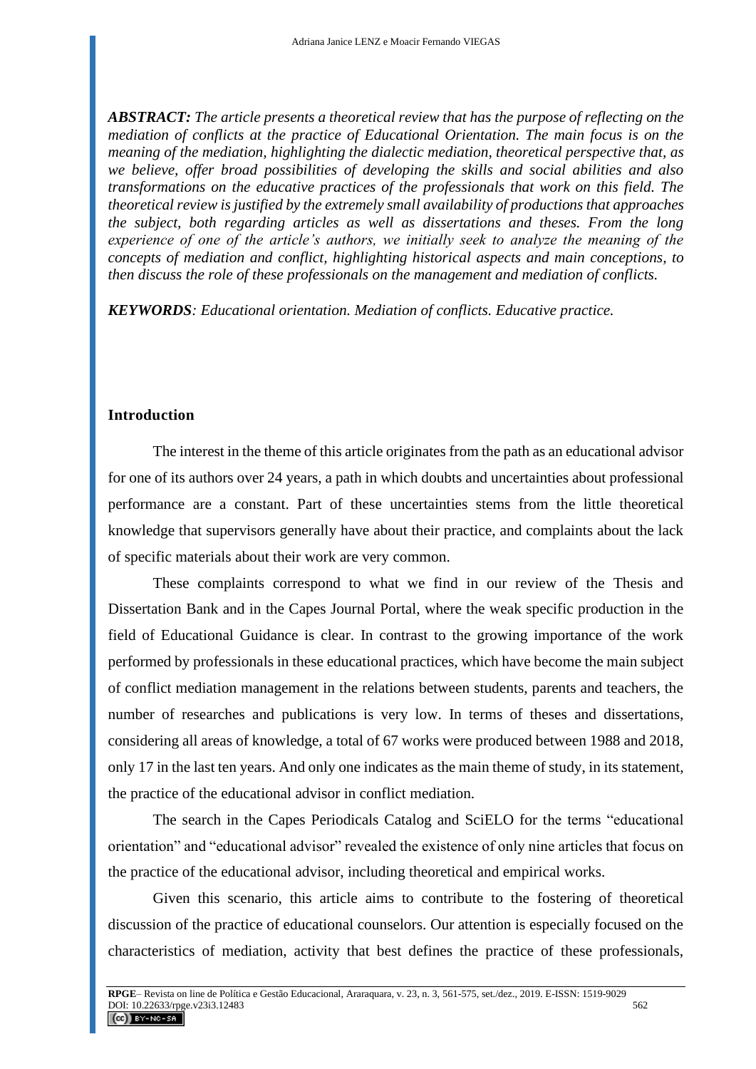***ABSTRACT:*** *The article presents a theoretical review that has the purpose of reflecting on the mediation of conflicts at the practice of Educational Orientation. The main focus is on the meaning of the mediation, highlighting the dialectic mediation, theoretical perspective that, as we believe, offer broad possibilities of developing the skills and social abilities and also transformations on the educative practices of the professionals that work on this field. The theoretical review is justified by the extremely small availability of productions that approaches the subject, both regarding articles as well as dissertations and theses. From the long experience of one of the article's authors, we initially seek to analyze the meaning of the concepts of mediation and conflict, highlighting historical aspects and main conceptions, to then discuss the role of these professionals on the management and mediation of conflicts.*

***KEYWORDS****: Educational orientation. Mediation of conflicts. Educative practice.*

## Introduction

The interest in the theme of this article originates from the path as an educational advisor for one of its authors over 24 years, a path in which doubts and uncertainties about professional performance are a constant. Part of these uncertainties stems from the little theoretical knowledge that supervisors generally have about their practice, and complaints about the lack of specific materials about their work are very common.

These complaints correspond to what we find in our review of the Thesis and Dissertation Bank and in the Capes Journal Portal, where the weak specific production in the field of Educational Guidance is clear. In contrast to the growing importance of the work performed by professionals in these educational practices, which have become the main subject of conflict mediation management in the relations between students, parents and teachers, the number of researches and publications is very low. In terms of theses and dissertations, considering all areas of knowledge, a total of 67 works were produced between 1988 and 2018, only 17 in the last ten years. And only one indicates as the main theme of study, in its statement, the practice of the educational advisor in conflict mediation.

The search in the Capes Periodicals Catalog and SciELO for the terms "educational orientation" and "educational advisor" revealed the existence of only nine articles that focus on the practice of the educational advisor, including theoretical and empirical works.

Given this scenario, this article aims to contribute to the fostering of theoretical discussion of the practice of educational counselors. Our attention is especially focused on the characteristics of mediation, activity that best defines the practice of these professionals,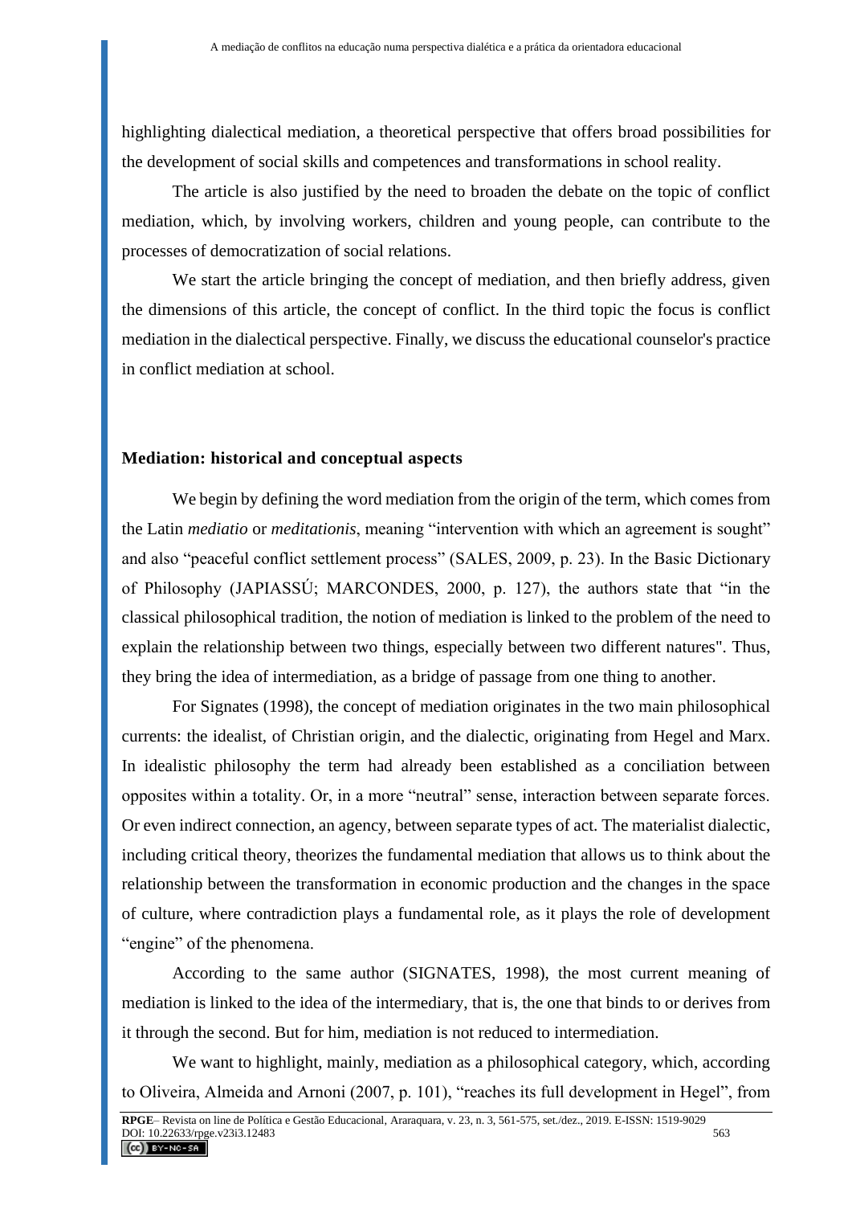highlighting dialectical mediation, a theoretical perspective that offers broad possibilities for the development of social skills and competences and transformations in school reality.

The article is also justified by the need to broaden the debate on the topic of conflict mediation, which, by involving workers, children and young people, can contribute to the processes of democratization of social relations.

We start the article bringing the concept of mediation, and then briefly address, given the dimensions of this article, the concept of conflict. In the third topic the focus is conflict mediation in the dialectical perspective. Finally, we discuss the educational counselor's practice in conflict mediation at school.

## Mediation: historical and conceptual aspects

We begin by defining the word mediation from the origin of the term, which comes from the Latin *mediatio* or *meditationis*, meaning "intervention with which an agreement is sought" and also "peaceful conflict settlement process" (SALES, 2009, p. 23). In the Basic Dictionary of Philosophy (JAPIASSÚ; MARCONDES, 2000, p. 127), the authors state that "in the classical philosophical tradition, the notion of mediation is linked to the problem of the need to explain the relationship between two things, especially between two different natures". Thus, they bring the idea of intermediation, as a bridge of passage from one thing to another.

For Signates (1998), the concept of mediation originates in the two main philosophical currents: the idealist, of Christian origin, and the dialectic, originating from Hegel and Marx. In idealistic philosophy the term had already been established as a conciliation between opposites within a totality. Or, in a more "neutral" sense, interaction between separate forces. Or even indirect connection, an agency, between separate types of act. The materialist dialectic, including critical theory, theorizes the fundamental mediation that allows us to think about the relationship between the transformation in economic production and the changes in the space of culture, where contradiction plays a fundamental role, as it plays the role of development "engine" of the phenomena.

According to the same author (SIGNATES, 1998), the most current meaning of mediation is linked to the idea of the intermediary, that is, the one that binds to or derives from it through the second. But for him, mediation is not reduced to intermediation.

We want to highlight, mainly, mediation as a philosophical category, which, according to Oliveira, Almeida and Arnoni (2007, p. 101), "reaches its full development in Hegel", from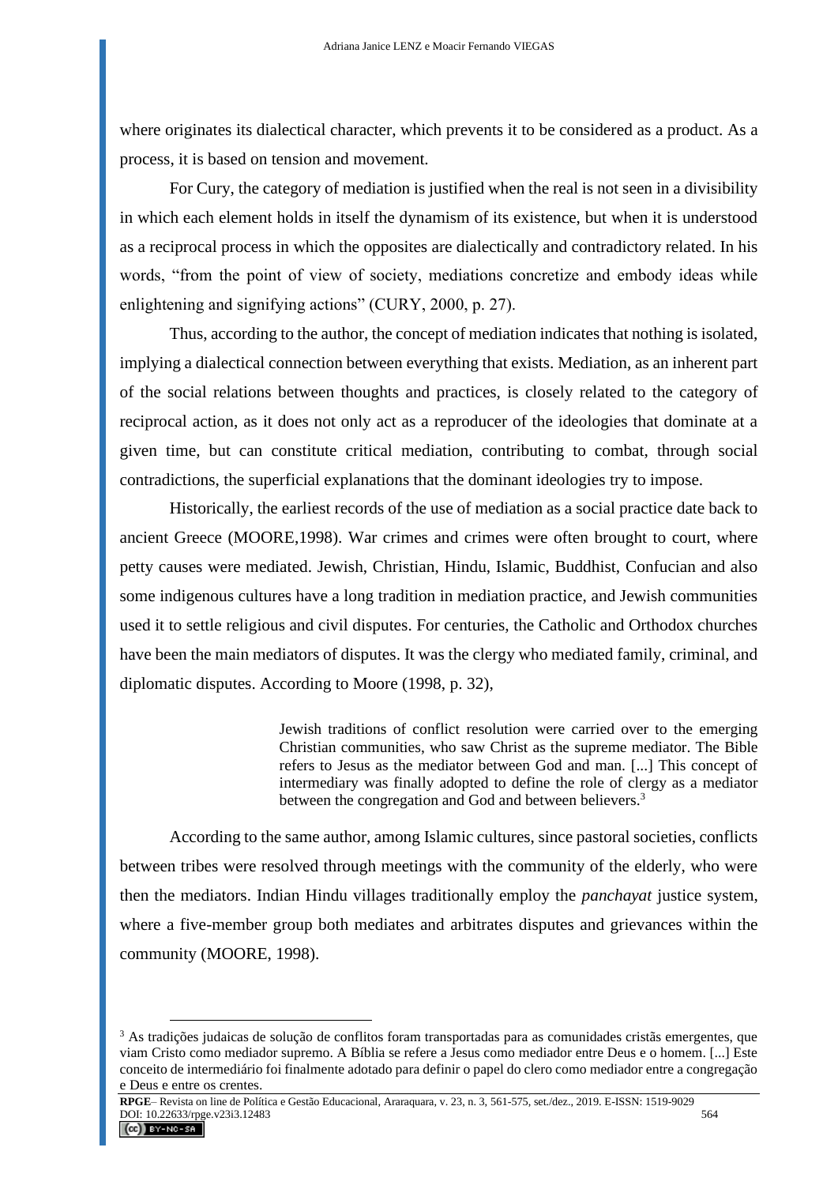where originates its dialectical character, which prevents it to be considered as a product. As a process, it is based on tension and movement.

For Cury, the category of mediation is justified when the real is not seen in a divisibility in which each element holds in itself the dynamism of its existence, but when it is understood as a reciprocal process in which the opposites are dialectically and contradictory related. In his words, “from the point of view of society, mediations concretize and embody ideas while enlightening and signifying actions” (CURY, 2000, p. 27).

Thus, according to the author, the concept of mediation indicates that nothing is isolated, implying a dialectical connection between everything that exists. Mediation, as an inherent part of the social relations between thoughts and practices, is closely related to the category of reciprocal action, as it does not only act as a reproducer of the ideologies that dominate at a given time, but can constitute critical mediation, contributing to combat, through social contradictions, the superficial explanations that the dominant ideologies try to impose.

Historically, the earliest records of the use of mediation as a social practice date back to ancient Greece (MOORE,1998). War crimes and crimes were often brought to court, where petty causes were mediated. Jewish, Christian, Hindu, Islamic, Buddhist, Confucian and also some indigenous cultures have a long tradition in mediation practice, and Jewish communities used it to settle religious and civil disputes. For centuries, the Catholic and Orthodox churches have been the main mediators of disputes. It was the clergy who mediated family, criminal, and diplomatic disputes. According to Moore (1998, p. 32),

> Jewish traditions of conflict resolution were carried over to the emerging Christian communities, who saw Christ as the supreme mediator. The Bible refers to Jesus as the mediator between God and man. [...] This concept of intermediary was finally adopted to define the role of clergy as a mediator between the congregation and God and between believers.[3]

According to the same author, among Islamic cultures, since pastoral societies, conflicts between tribes were resolved through meetings with the community of the elderly, who were then the mediators. Indian Hindu villages traditionally employ the *panchayat* justice system, where a five-member group both mediates and arbitrates disputes and grievances within the community (MOORE, 1998).

---

[3] As tradições judaicas de solução de conflitos foram transportadas para as comunidades cristãs emergentes, que viam Cristo como mediador supremo. A Bíblia se refere a Jesus como mediador entre Deus e o homem. [...] Este conceito de intermediário foi finalmente adotado para definir o papel do clero como mediador entre a congregação e Deus e entre os crentes.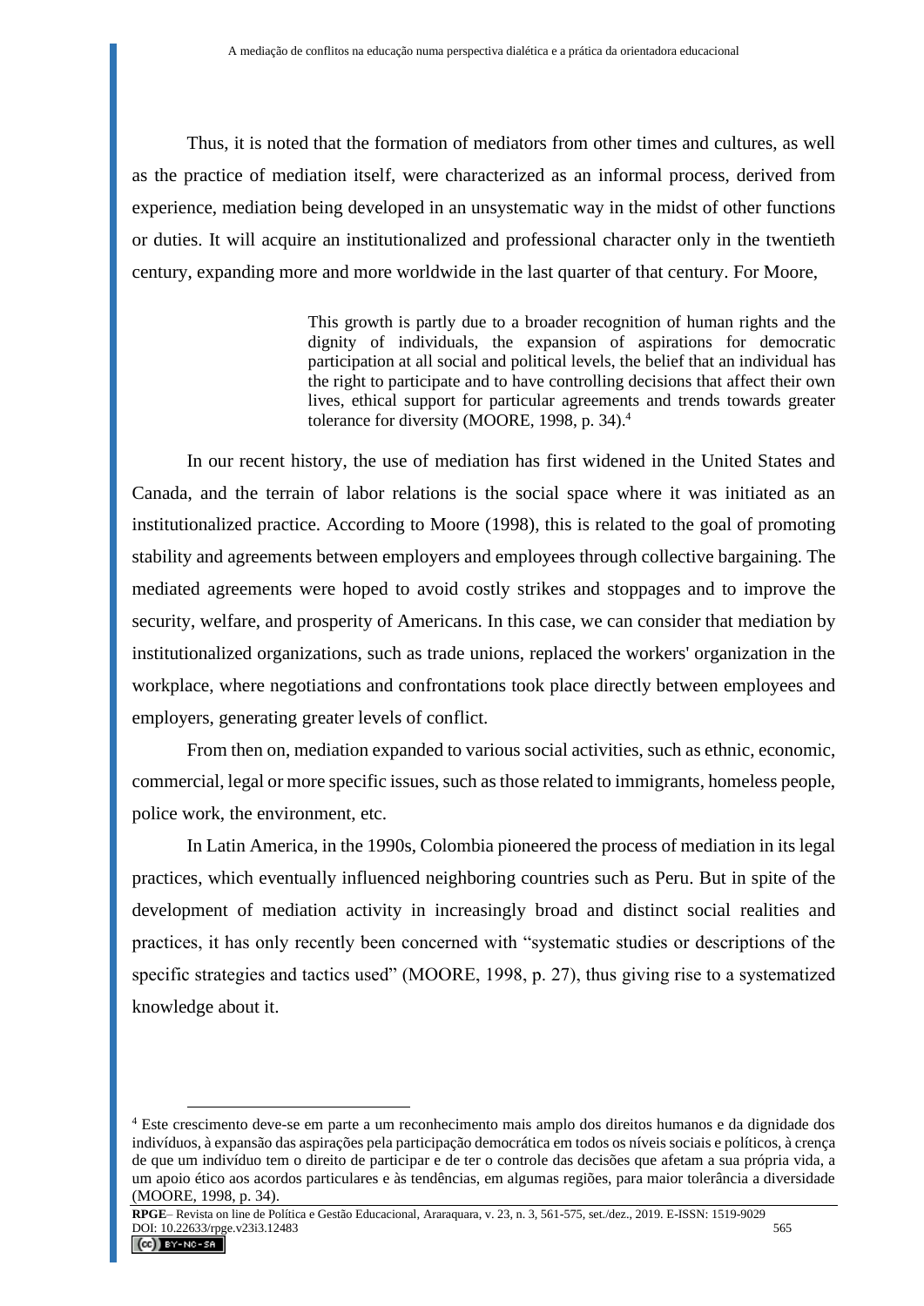Thus, it is noted that the formation of mediators from other times and cultures, as well as the practice of mediation itself, were characterized as an informal process, derived from experience, mediation being developed in an unsystematic way in the midst of other functions or duties. It will acquire an institutionalized and professional character only in the twentieth century, expanding more and more worldwide in the last quarter of that century. For Moore,

> This growth is partly due to a broader recognition of human rights and the dignity of individuals, the expansion of aspirations for democratic participation at all social and political levels, the belief that an individual has the right to participate and to have controlling decisions that affect their own lives, ethical support for particular agreements and trends towards greater tolerance for diversity (MOORE, 1998, p. 34).[4]

In our recent history, the use of mediation has first widened in the United States and Canada, and the terrain of labor relations is the social space where it was initiated as an institutionalized practice. According to Moore (1998), this is related to the goal of promoting stability and agreements between employers and employees through collective bargaining. The mediated agreements were hoped to avoid costly strikes and stoppages and to improve the security, welfare, and prosperity of Americans. In this case, we can consider that mediation by institutionalized organizations, such as trade unions, replaced the workers' organization in the workplace, where negotiations and confrontations took place directly between employees and employers, generating greater levels of conflict.

From then on, mediation expanded to various social activities, such as ethnic, economic, commercial, legal or more specific issues, such as those related to immigrants, homeless people, police work, the environment, etc.

In Latin America, in the 1990s, Colombia pioneered the process of mediation in its legal practices, which eventually influenced neighboring countries such as Peru. But in spite of the development of mediation activity in increasingly broad and distinct social realities and practices, it has only recently been concerned with "systematic studies or descriptions of the specific strategies and tactics used" (MOORE, 1998, p. 27), thus giving rise to a systematized knowledge about it.

---

[4] Este crescimento deve-se em parte a um reconhecimento mais amplo dos direitos humanos e da dignidade dos indivíduos, à expansão das aspirações pela participação democrática em todos os níveis sociais e políticos, à crença de que um indivíduo tem o direito de participar e de ter o controle das decisões que afetam a sua própria vida, a um apoio ético aos acordos particulares e às tendências, em algumas regiões, para maior tolerância a diversidade (MOORE, 1998, p. 34).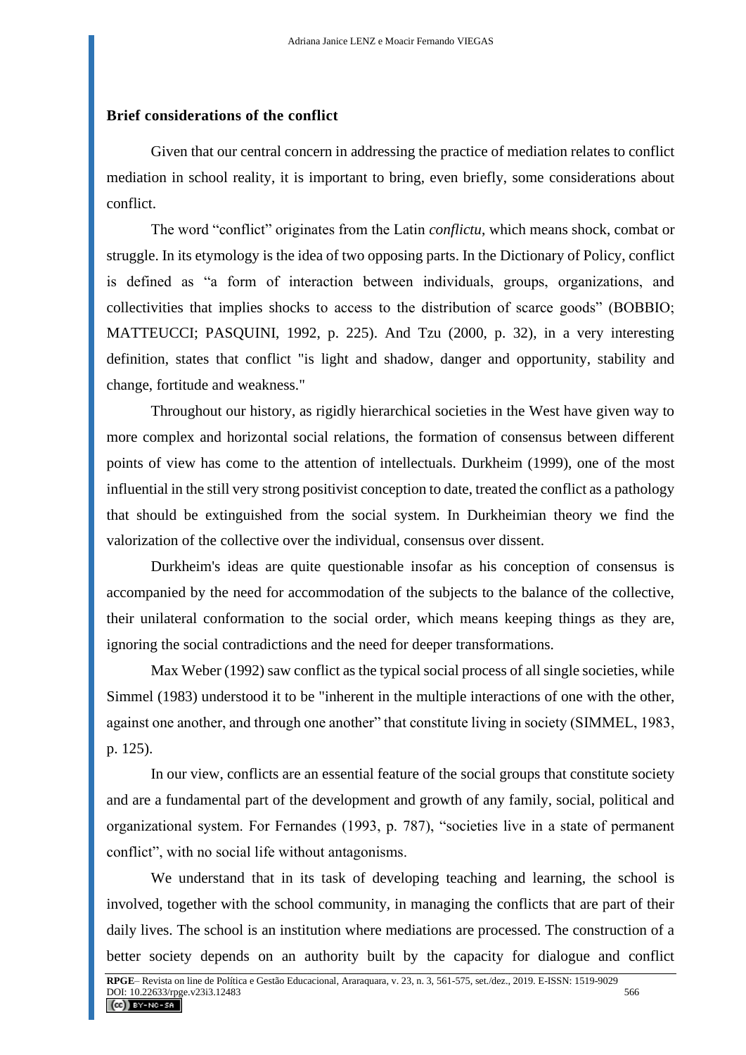## Brief considerations of the conflict

Given that our central concern in addressing the practice of mediation relates to conflict mediation in school reality, it is important to bring, even briefly, some considerations about conflict.

The word "conflict" originates from the Latin *conflictu*, which means shock, combat or struggle. In its etymology is the idea of two opposing parts. In the Dictionary of Policy, conflict is defined as "a form of interaction between individuals, groups, organizations, and collectivities that implies shocks to access to the distribution of scarce goods" (BOBBIO; MATTEUCCI; PASQUINI, 1992, p. 225). And Tzu (2000, p. 32), in a very interesting definition, states that conflict "is light and shadow, danger and opportunity, stability and change, fortitude and weakness."

Throughout our history, as rigidly hierarchical societies in the West have given way to more complex and horizontal social relations, the formation of consensus between different points of view has come to the attention of intellectuals. Durkheim (1999), one of the most influential in the still very strong positivist conception to date, treated the conflict as a pathology that should be extinguished from the social system. In Durkheimian theory we find the valorization of the collective over the individual, consensus over dissent.

Durkheim's ideas are quite questionable insofar as his conception of consensus is accompanied by the need for accommodation of the subjects to the balance of the collective, their unilateral conformation to the social order, which means keeping things as they are, ignoring the social contradictions and the need for deeper transformations.

Max Weber (1992) saw conflict as the typical social process of all single societies, while Simmel (1983) understood it to be "inherent in the multiple interactions of one with the other, against one another, and through one another" that constitute living in society (SIMMEL, 1983, p. 125).

In our view, conflicts are an essential feature of the social groups that constitute society and are a fundamental part of the development and growth of any family, social, political and organizational system. For Fernandes (1993, p. 787), "societies live in a state of permanent conflict", with no social life without antagonisms.

We understand that in its task of developing teaching and learning, the school is involved, together with the school community, in managing the conflicts that are part of their daily lives. The school is an institution where mediations are processed. The construction of a better society depends on an authority built by the capacity for dialogue and conflict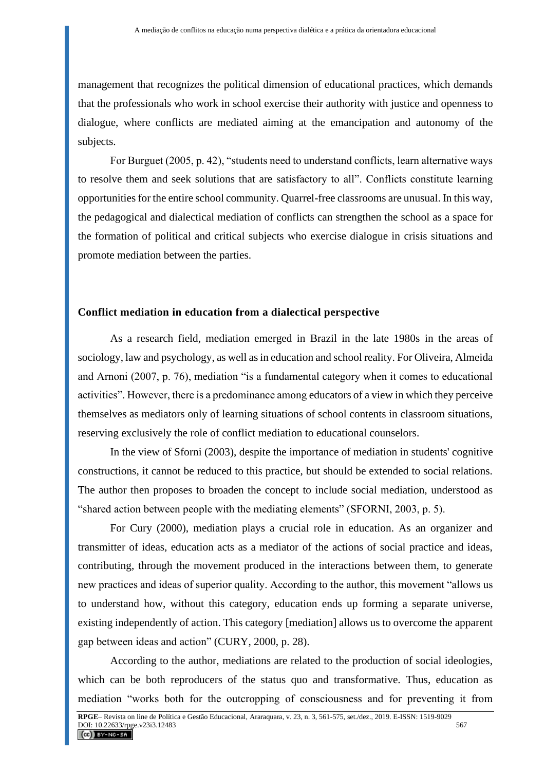management that recognizes the political dimension of educational practices, which demands that the professionals who work in school exercise their authority with justice and openness to dialogue, where conflicts are mediated aiming at the emancipation and autonomy of the subjects.

For Burguet (2005, p. 42), "students need to understand conflicts, learn alternative ways to resolve them and seek solutions that are satisfactory to all". Conflicts constitute learning opportunities for the entire school community. Quarrel-free classrooms are unusual. In this way, the pedagogical and dialectical mediation of conflicts can strengthen the school as a space for the formation of political and critical subjects who exercise dialogue in crisis situations and promote mediation between the parties.

## Conflict mediation in education from a dialectical perspective

As a research field, mediation emerged in Brazil in the late 1980s in the areas of sociology, law and psychology, as well as in education and school reality. For Oliveira, Almeida and Arnoni (2007, p. 76), mediation "is a fundamental category when it comes to educational activities". However, there is a predominance among educators of a view in which they perceive themselves as mediators only of learning situations of school contents in classroom situations, reserving exclusively the role of conflict mediation to educational counselors.

In the view of Sforni (2003), despite the importance of mediation in students' cognitive constructions, it cannot be reduced to this practice, but should be extended to social relations. The author then proposes to broaden the concept to include social mediation, understood as "shared action between people with the mediating elements" (SFORNI, 2003, p. 5).

For Cury (2000), mediation plays a crucial role in education. As an organizer and transmitter of ideas, education acts as a mediator of the actions of social practice and ideas, contributing, through the movement produced in the interactions between them, to generate new practices and ideas of superior quality. According to the author, this movement "allows us to understand how, without this category, education ends up forming a separate universe, existing independently of action. This category [mediation] allows us to overcome the apparent gap between ideas and action" (CURY, 2000, p. 28).

According to the author, mediations are related to the production of social ideologies, which can be both reproducers of the status quo and transformative. Thus, education as mediation "works both for the outcropping of consciousness and for preventing it from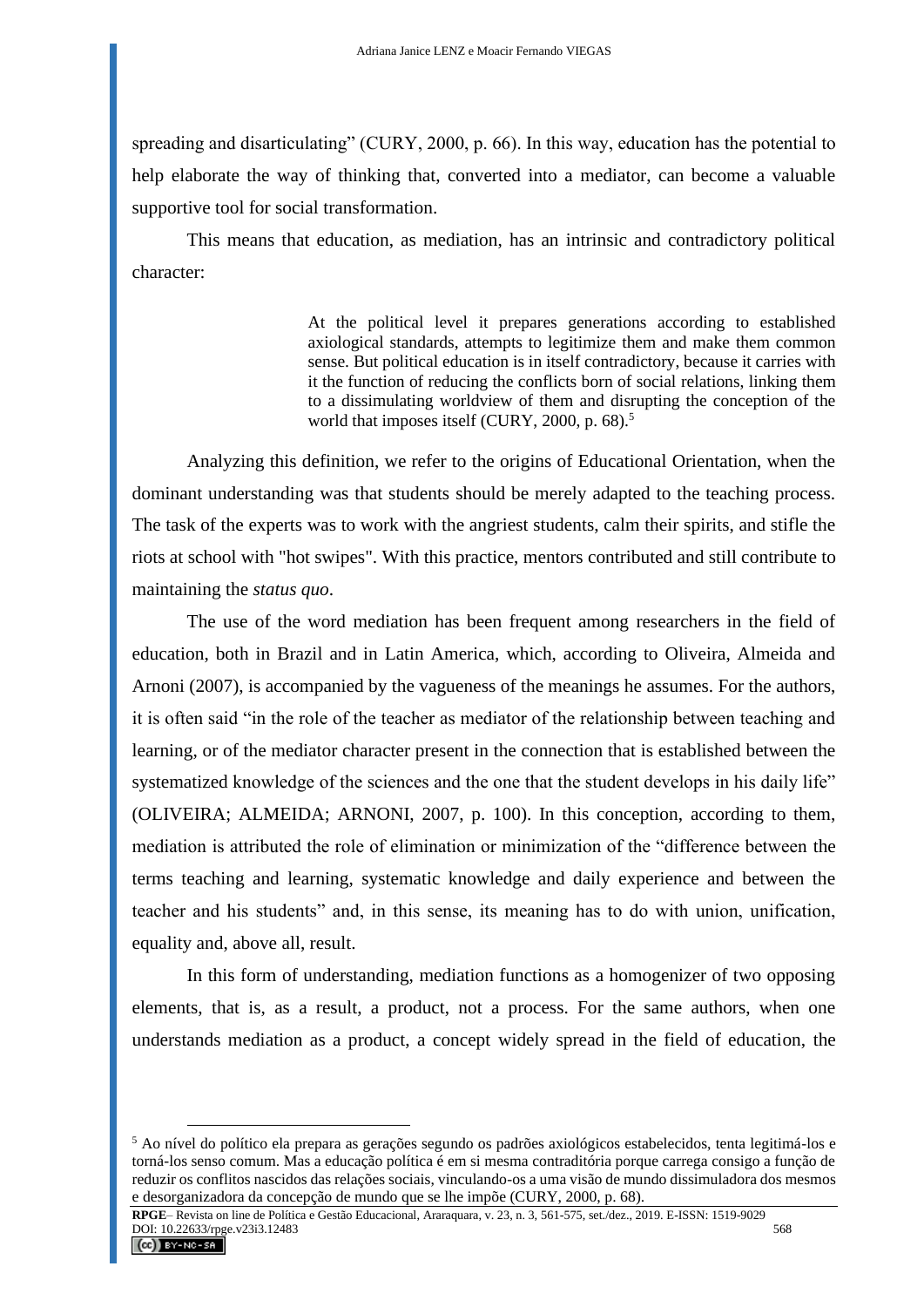spreading and disarticulating" (CURY, 2000, p. 66). In this way, education has the potential to help elaborate the way of thinking that, converted into a mediator, can become a valuable supportive tool for social transformation.

This means that education, as mediation, has an intrinsic and contradictory political character:

> At the political level it prepares generations according to established axiological standards, attempts to legitimize them and make them common sense. But political education is in itself contradictory, because it carries with it the function of reducing the conflicts born of social relations, linking them to a dissimulating worldview of them and disrupting the conception of the world that imposes itself (CURY, 2000, p. 68).[5]

Analyzing this definition, we refer to the origins of Educational Orientation, when the dominant understanding was that students should be merely adapted to the teaching process. The task of the experts was to work with the angriest students, calm their spirits, and stifle the riots at school with "hot swipes". With this practice, mentors contributed and still contribute to maintaining the *status quo*.

The use of the word mediation has been frequent among researchers in the field of education, both in Brazil and in Latin America, which, according to Oliveira, Almeida and Arnoni (2007), is accompanied by the vagueness of the meanings he assumes. For the authors, it is often said "in the role of the teacher as mediator of the relationship between teaching and learning, or of the mediator character present in the connection that is established between the systematized knowledge of the sciences and the one that the student develops in his daily life" (OLIVEIRA; ALMEIDA; ARNONI, 2007, p. 100). In this conception, according to them, mediation is attributed the role of elimination or minimization of the "difference between the terms teaching and learning, systematic knowledge and daily experience and between the teacher and his students" and, in this sense, its meaning has to do with union, unification, equality and, above all, result.

In this form of understanding, mediation functions as a homogenizer of two opposing elements, that is, as a result, a product, not a process. For the same authors, when one understands mediation as a product, a concept widely spread in the field of education, the

---

[5] Ao nível do político ela prepara as gerações segundo os padrões axiológicos estabelecidos, tenta legitimá-los e torná-los senso comum. Mas a educação política é em si mesma contraditória porque carrega consigo a função de reduzir os conflitos nascidos das relações sociais, vinculando-os a uma visão de mundo dissimuladora dos mesmos e desorganizadora da concepção de mundo que se lhe impõe (CURY, 2000, p. 68).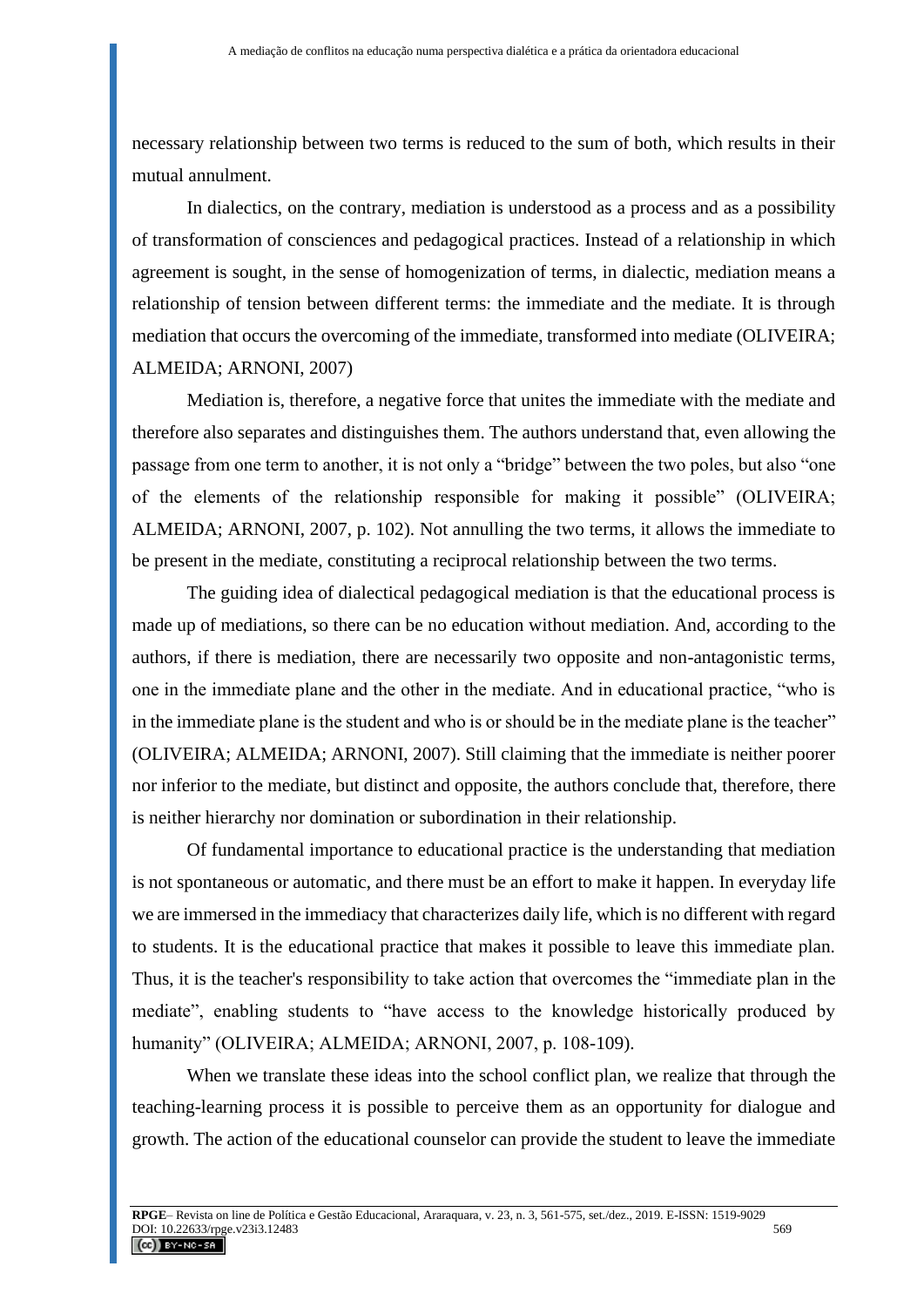necessary relationship between two terms is reduced to the sum of both, which results in their mutual annulment.

In dialectics, on the contrary, mediation is understood as a process and as a possibility of transformation of consciences and pedagogical practices. Instead of a relationship in which agreement is sought, in the sense of homogenization of terms, in dialectic, mediation means a relationship of tension between different terms: the immediate and the mediate. It is through mediation that occurs the overcoming of the immediate, transformed into mediate (OLIVEIRA; ALMEIDA; ARNONI, 2007)

Mediation is, therefore, a negative force that unites the immediate with the mediate and therefore also separates and distinguishes them. The authors understand that, even allowing the passage from one term to another, it is not only a "bridge" between the two poles, but also "one of the elements of the relationship responsible for making it possible" (OLIVEIRA; ALMEIDA; ARNONI, 2007, p. 102). Not annulling the two terms, it allows the immediate to be present in the mediate, constituting a reciprocal relationship between the two terms.

The guiding idea of dialectical pedagogical mediation is that the educational process is made up of mediations, so there can be no education without mediation. And, according to the authors, if there is mediation, there are necessarily two opposite and non-antagonistic terms, one in the immediate plane and the other in the mediate. And in educational practice, "who is in the immediate plane is the student and who is or should be in the mediate plane is the teacher" (OLIVEIRA; ALMEIDA; ARNONI, 2007). Still claiming that the immediate is neither poorer nor inferior to the mediate, but distinct and opposite, the authors conclude that, therefore, there is neither hierarchy nor domination or subordination in their relationship.

Of fundamental importance to educational practice is the understanding that mediation is not spontaneous or automatic, and there must be an effort to make it happen. In everyday life we are immersed in the immediacy that characterizes daily life, which is no different with regard to students. It is the educational practice that makes it possible to leave this immediate plan. Thus, it is the teacher's responsibility to take action that overcomes the "immediate plan in the mediate", enabling students to "have access to the knowledge historically produced by humanity" (OLIVEIRA; ALMEIDA; ARNONI, 2007, p. 108-109).

When we translate these ideas into the school conflict plan, we realize that through the teaching-learning process it is possible to perceive them as an opportunity for dialogue and growth. The action of the educational counselor can provide the student to leave the immediate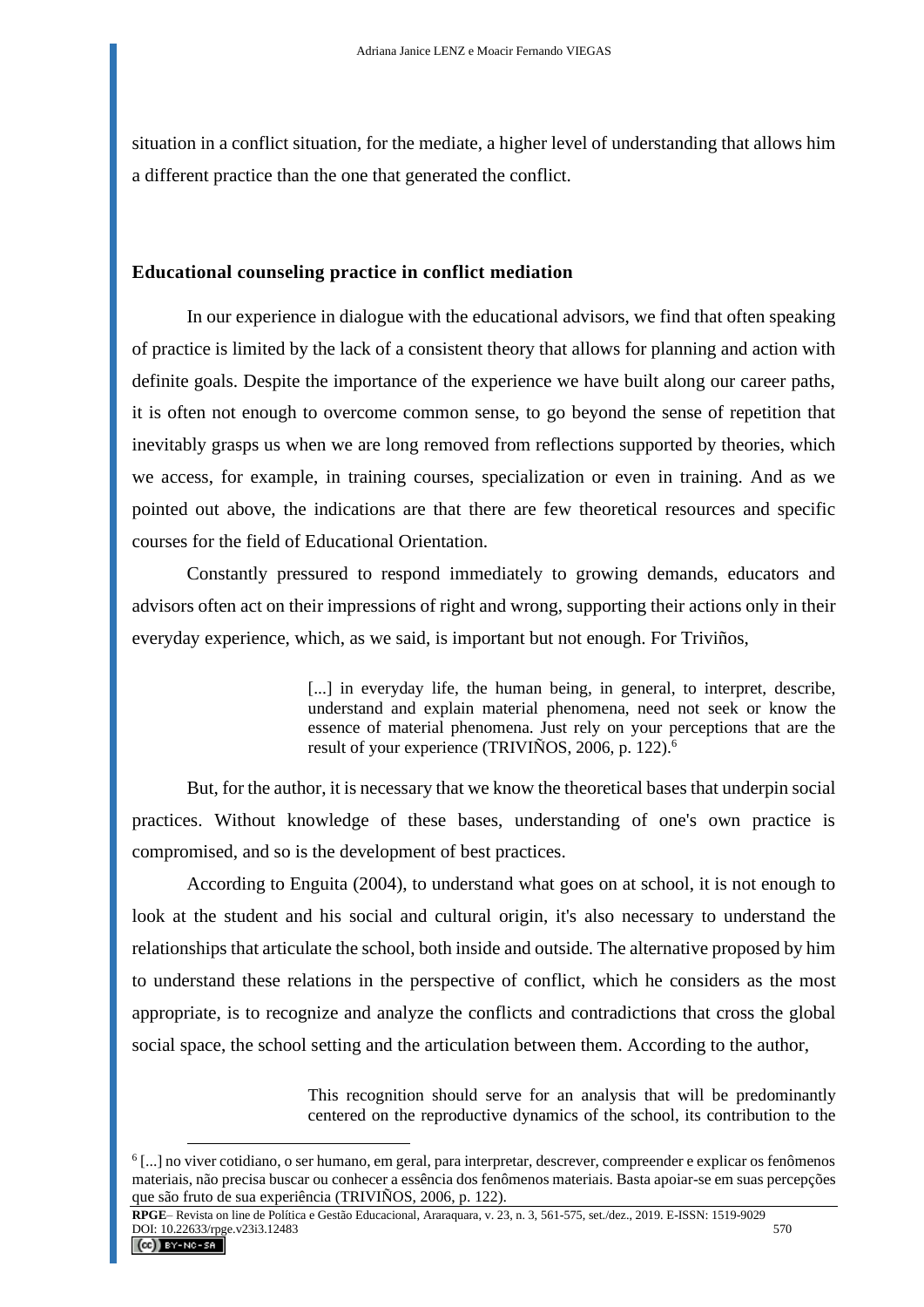situation in a conflict situation, for the mediate, a higher level of understanding that allows him a different practice than the one that generated the conflict.

## Educational counseling practice in conflict mediation

In our experience in dialogue with the educational advisors, we find that often speaking of practice is limited by the lack of a consistent theory that allows for planning and action with definite goals. Despite the importance of the experience we have built along our career paths, it is often not enough to overcome common sense, to go beyond the sense of repetition that inevitably grasps us when we are long removed from reflections supported by theories, which we access, for example, in training courses, specialization or even in training. And as we pointed out above, the indications are that there are few theoretical resources and specific courses for the field of Educational Orientation.

Constantly pressured to respond immediately to growing demands, educators and advisors often act on their impressions of right and wrong, supporting their actions only in their everyday experience, which, as we said, is important but not enough. For Triviños,

> [...] in everyday life, the human being, in general, to interpret, describe, understand and explain material phenomena, need not seek or know the essence of material phenomena. Just rely on your perceptions that are the result of your experience (TRIVIÑOS, 2006, p. 122).[6]

But, for the author, it is necessary that we know the theoretical bases that underpin social practices. Without knowledge of these bases, understanding of one's own practice is compromised, and so is the development of best practices.

According to Enguita (2004), to understand what goes on at school, it is not enough to look at the student and his social and cultural origin, it's also necessary to understand the relationships that articulate the school, both inside and outside. The alternative proposed by him to understand these relations in the perspective of conflict, which he considers as the most appropriate, is to recognize and analyze the conflicts and contradictions that cross the global social space, the school setting and the articulation between them. According to the author,

> This recognition should serve for an analysis that will be predominantly centered on the reproductive dynamics of the school, its contribution to the

[6] [...] no viver cotidiano, o ser humano, em geral, para interpretar, descrever, compreender e explicar os fenômenos materiais, não precisa buscar ou conhecer a essência dos fenômenos materiais. Basta apoiar-se em suas percepções que são fruto de sua experiência (TRIVIÑOS, 2006, p. 122).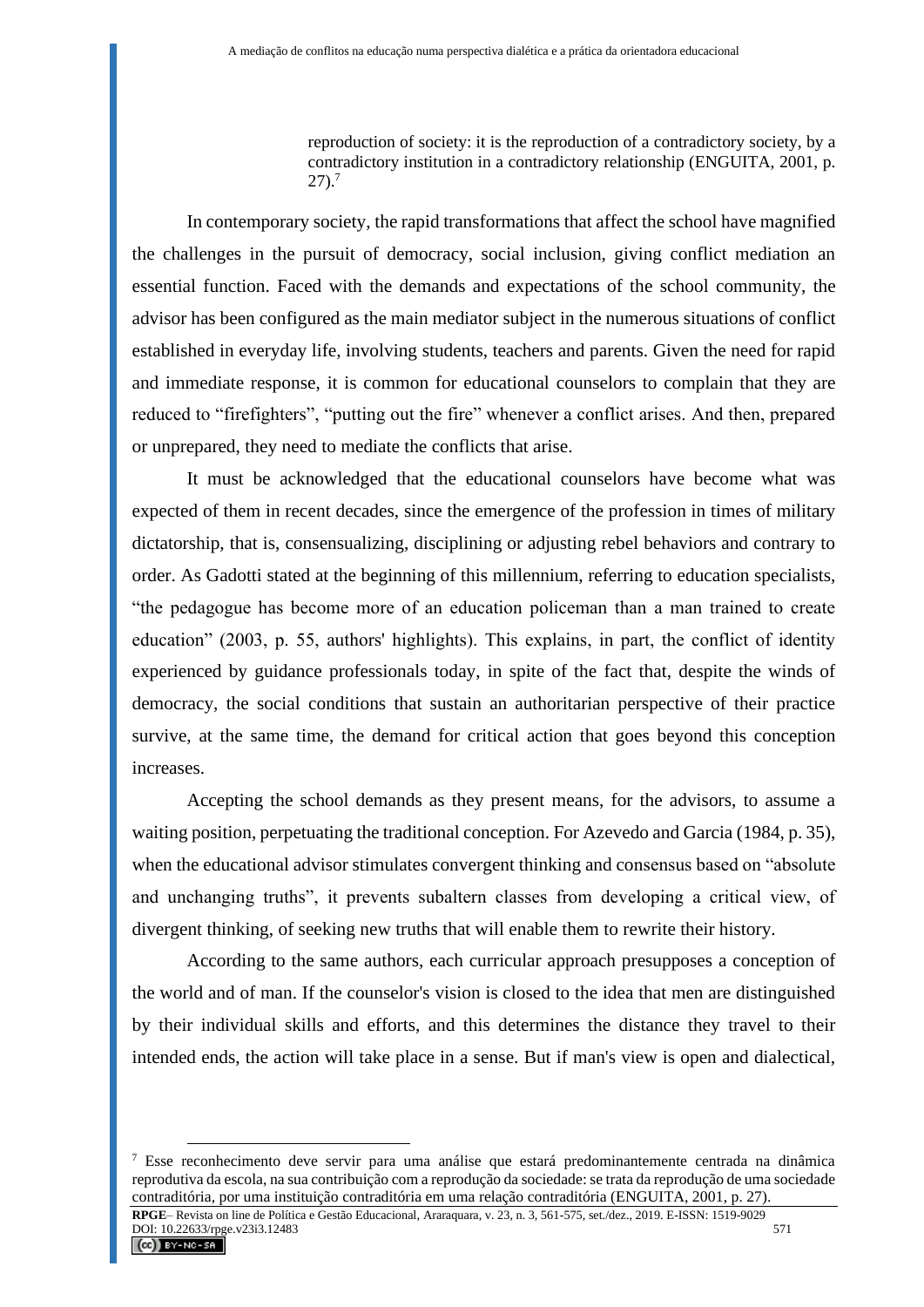> reproduction of society: it is the reproduction of a contradictory society, by a contradictory institution in a contradictory relationship (ENGUITA, 2001, p. 27).[7]

In contemporary society, the rapid transformations that affect the school have magnified the challenges in the pursuit of democracy, social inclusion, giving conflict mediation an essential function. Faced with the demands and expectations of the school community, the advisor has been configured as the main mediator subject in the numerous situations of conflict established in everyday life, involving students, teachers and parents. Given the need for rapid and immediate response, it is common for educational counselors to complain that they are reduced to "firefighters", "putting out the fire" whenever a conflict arises. And then, prepared or unprepared, they need to mediate the conflicts that arise.

It must be acknowledged that the educational counselors have become what was expected of them in recent decades, since the emergence of the profession in times of military dictatorship, that is, consensualizing, disciplining or adjusting rebel behaviors and contrary to order. As Gadotti stated at the beginning of this millennium, referring to education specialists, "the pedagogue has become more of an education policeman than a man trained to create education" (2003, p. 55, authors' highlights). This explains, in part, the conflict of identity experienced by guidance professionals today, in spite of the fact that, despite the winds of democracy, the social conditions that sustain an authoritarian perspective of their practice survive, at the same time, the demand for critical action that goes beyond this conception increases.

Accepting the school demands as they present means, for the advisors, to assume a waiting position, perpetuating the traditional conception. For Azevedo and Garcia (1984, p. 35), when the educational advisor stimulates convergent thinking and consensus based on "absolute and unchanging truths", it prevents subaltern classes from developing a critical view, of divergent thinking, of seeking new truths that will enable them to rewrite their history.

According to the same authors, each curricular approach presupposes a conception of the world and of man. If the counselor's vision is closed to the idea that men are distinguished by their individual skills and efforts, and this determines the distance they travel to their intended ends, the action will take place in a sense. But if man's view is open and dialectical,

---

[7] Esse reconhecimento deve servir para uma análise que estará predominantemente centrada na dinâmica reprodutiva da escola, na sua contribuição com a reprodução da sociedade: se trata da reprodução de uma sociedade contraditória, por uma instituição contraditória em uma relação contraditória (ENGUITA, 2001, p. 27).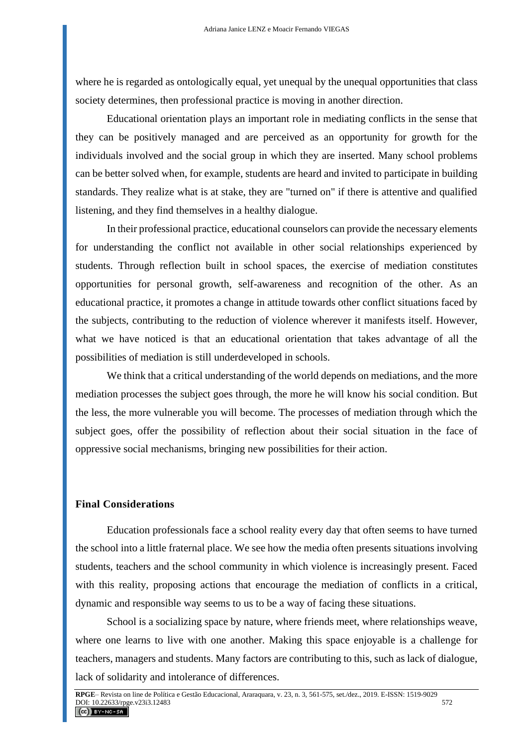where he is regarded as ontologically equal, yet unequal by the unequal opportunities that class society determines, then professional practice is moving in another direction.

Educational orientation plays an important role in mediating conflicts in the sense that they can be positively managed and are perceived as an opportunity for growth for the individuals involved and the social group in which they are inserted. Many school problems can be better solved when, for example, students are heard and invited to participate in building standards. They realize what is at stake, they are "turned on" if there is attentive and qualified listening, and they find themselves in a healthy dialogue.

In their professional practice, educational counselors can provide the necessary elements for understanding the conflict not available in other social relationships experienced by students. Through reflection built in school spaces, the exercise of mediation constitutes opportunities for personal growth, self-awareness and recognition of the other. As an educational practice, it promotes a change in attitude towards other conflict situations faced by the subjects, contributing to the reduction of violence wherever it manifests itself. However, what we have noticed is that an educational orientation that takes advantage of all the possibilities of mediation is still underdeveloped in schools.

We think that a critical understanding of the world depends on mediations, and the more mediation processes the subject goes through, the more he will know his social condition. But the less, the more vulnerable you will become. The processes of mediation through which the subject goes, offer the possibility of reflection about their social situation in the face of oppressive social mechanisms, bringing new possibilities for their action.

## Final Considerations

Education professionals face a school reality every day that often seems to have turned the school into a little fraternal place. We see how the media often presents situations involving students, teachers and the school community in which violence is increasingly present. Faced with this reality, proposing actions that encourage the mediation of conflicts in a critical, dynamic and responsible way seems to us to be a way of facing these situations.

School is a socializing space by nature, where friends meet, where relationships weave, where one learns to live with one another. Making this space enjoyable is a challenge for teachers, managers and students. Many factors are contributing to this, such as lack of dialogue, lack of solidarity and intolerance of differences.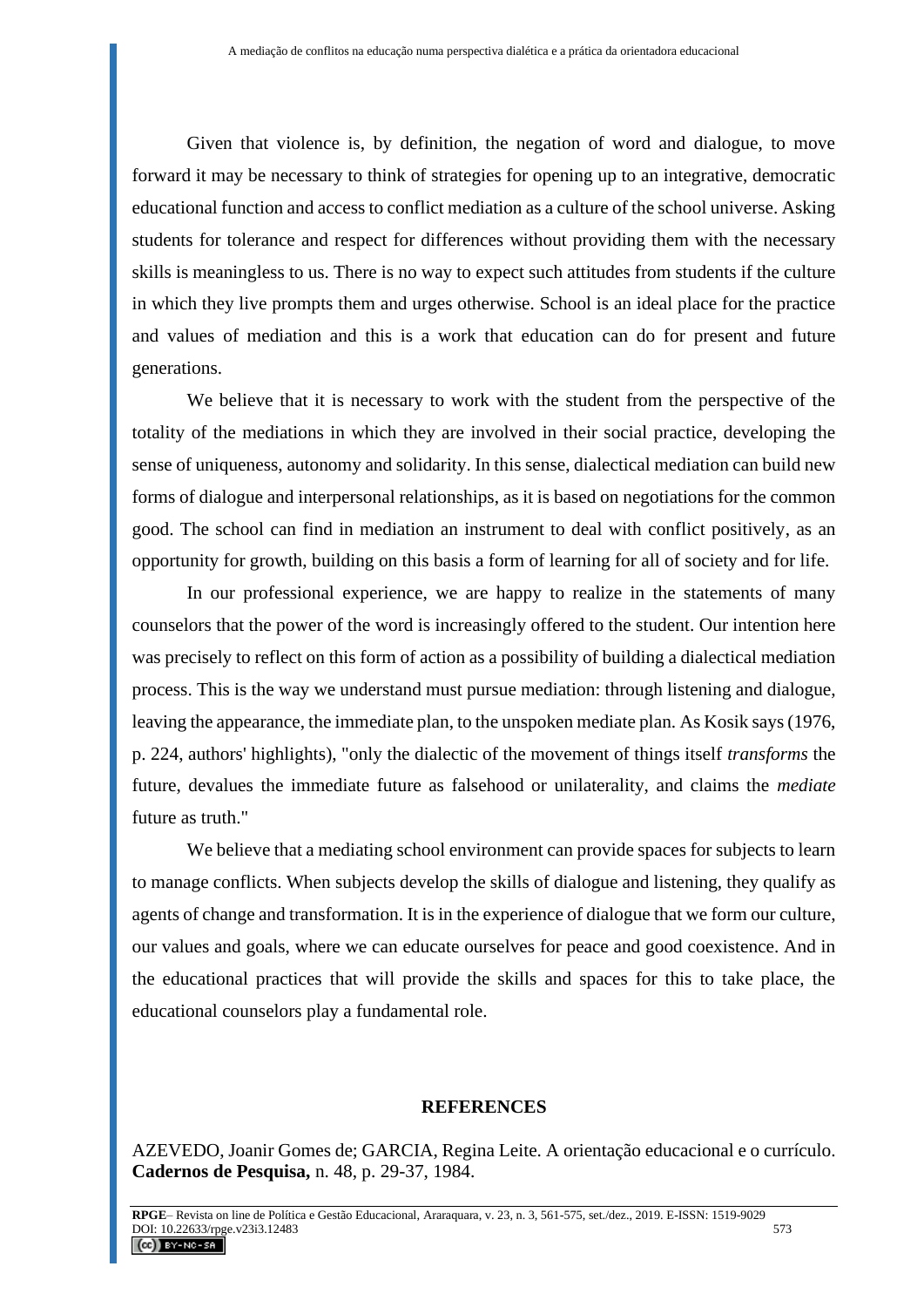Given that violence is, by definition, the negation of word and dialogue, to move forward it may be necessary to think of strategies for opening up to an integrative, democratic educational function and access to conflict mediation as a culture of the school universe. Asking students for tolerance and respect for differences without providing them with the necessary skills is meaningless to us. There is no way to expect such attitudes from students if the culture in which they live prompts them and urges otherwise. School is an ideal place for the practice and values of mediation and this is a work that education can do for present and future generations.

We believe that it is necessary to work with the student from the perspective of the totality of the mediations in which they are involved in their social practice, developing the sense of uniqueness, autonomy and solidarity. In this sense, dialectical mediation can build new forms of dialogue and interpersonal relationships, as it is based on negotiations for the common good. The school can find in mediation an instrument to deal with conflict positively, as an opportunity for growth, building on this basis a form of learning for all of society and for life.

In our professional experience, we are happy to realize in the statements of many counselors that the power of the word is increasingly offered to the student. Our intention here was precisely to reflect on this form of action as a possibility of building a dialectical mediation process. This is the way we understand must pursue mediation: through listening and dialogue, leaving the appearance, the immediate plan, to the unspoken mediate plan. As Kosik says (1976, p. 224, authors' highlights), "only the dialectic of the movement of things itself *transforms* the future, devalues the immediate future as falsehood or unilaterality, and claims the *mediate* future as truth."

We believe that a mediating school environment can provide spaces for subjects to learn to manage conflicts. When subjects develop the skills of dialogue and listening, they qualify as agents of change and transformation. It is in the experience of dialogue that we form our culture, our values and goals, where we can educate ourselves for peace and good coexistence. And in the educational practices that will provide the skills and spaces for this to take place, the educational counselors play a fundamental role.

## REFERENCES

AZEVEDO, Joanir Gomes de; GARCIA, Regina Leite. A orientação educacional e o currículo. **Cadernos de Pesquisa,** n. 48, p. 29-37, 1984.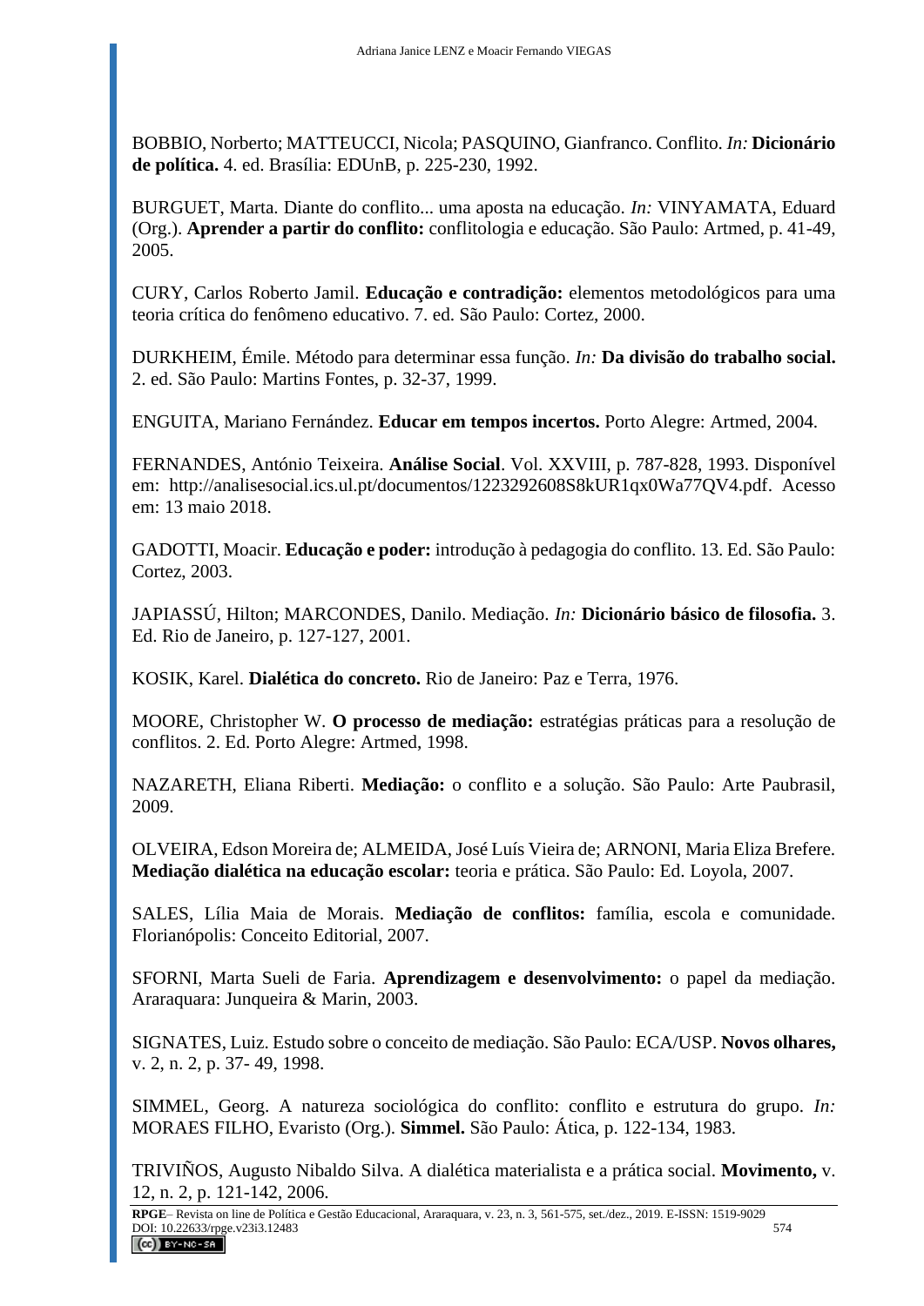BOBBIO, Norberto; MATTEUCCI, Nicola; PASQUINO, Gianfranco. Conflito. *In:* **Dicionário de política.** 4. ed. Brasília: EDUnB, p. 225-230, 1992.

BURGUET, Marta. Diante do conflito... uma aposta na educação. *In:* VINYAMATA, Eduard (Org.). **Aprender a partir do conflito:** conflitologia e educação. São Paulo: Artmed, p. 41-49, 2005.

CURY, Carlos Roberto Jamil. **Educação e contradição:** elementos metodológicos para uma teoria crítica do fenômeno educativo. 7. ed. São Paulo: Cortez, 2000.

DURKHEIM, Émile. Método para determinar essa função. *In:* **Da divisão do trabalho social.** 2. ed. São Paulo: Martins Fontes, p. 32-37, 1999.

ENGUITA, Mariano Fernández. **Educar em tempos incertos.** Porto Alegre: Artmed, 2004.

FERNANDES, António Teixeira. **Análise Social**. Vol. XXVIII, p. 787-828, 1993. Disponível em: http://analisesocial.ics.ul.pt/documentos/1223292608S8kUR1qx0Wa77QV4.pdf. Acesso em: 13 maio 2018.

GADOTTI, Moacir. **Educação e poder:** introdução à pedagogia do conflito. 13. Ed. São Paulo: Cortez, 2003.

JAPIASSÚ, Hilton; MARCONDES, Danilo. Mediação. *In:* **Dicionário básico de filosofia.** 3. Ed. Rio de Janeiro, p. 127-127, 2001.

KOSIK, Karel. **Dialética do concreto.** Rio de Janeiro: Paz e Terra, 1976.

MOORE, Christopher W. **O processo de mediação:** estratégias práticas para a resolução de conflitos. 2. Ed. Porto Alegre: Artmed, 1998.

NAZARETH, Eliana Riberti. **Mediação:** o conflito e a solução. São Paulo: Arte Paubrasil, 2009.

OLVEIRA, Edson Moreira de; ALMEIDA, José Luís Vieira de; ARNONI, Maria Eliza Brefere. **Mediação dialética na educação escolar:** teoria e prática. São Paulo: Ed. Loyola, 2007.

SALES, Lília Maia de Morais. **Mediação de conflitos:** família, escola e comunidade. Florianópolis: Conceito Editorial, 2007.

SFORNI, Marta Sueli de Faria. **Aprendizagem e desenvolvimento:** o papel da mediação. Araraquara: Junqueira & Marin, 2003.

SIGNATES, Luiz. Estudo sobre o conceito de mediação. São Paulo: ECA/USP. **Novos olhares,** v. 2, n. 2, p. 37- 49, 1998.

SIMMEL, Georg. A natureza sociológica do conflito: conflito e estrutura do grupo. *In:* MORAES FILHO, Evaristo (Org.). **Simmel.** São Paulo: Ática, p. 122-134, 1983.

TRIVIÑOS, Augusto Nibaldo Silva. A dialética materialista e a prática social. **Movimento,** v. 12, n. 2, p. 121-142, 2006.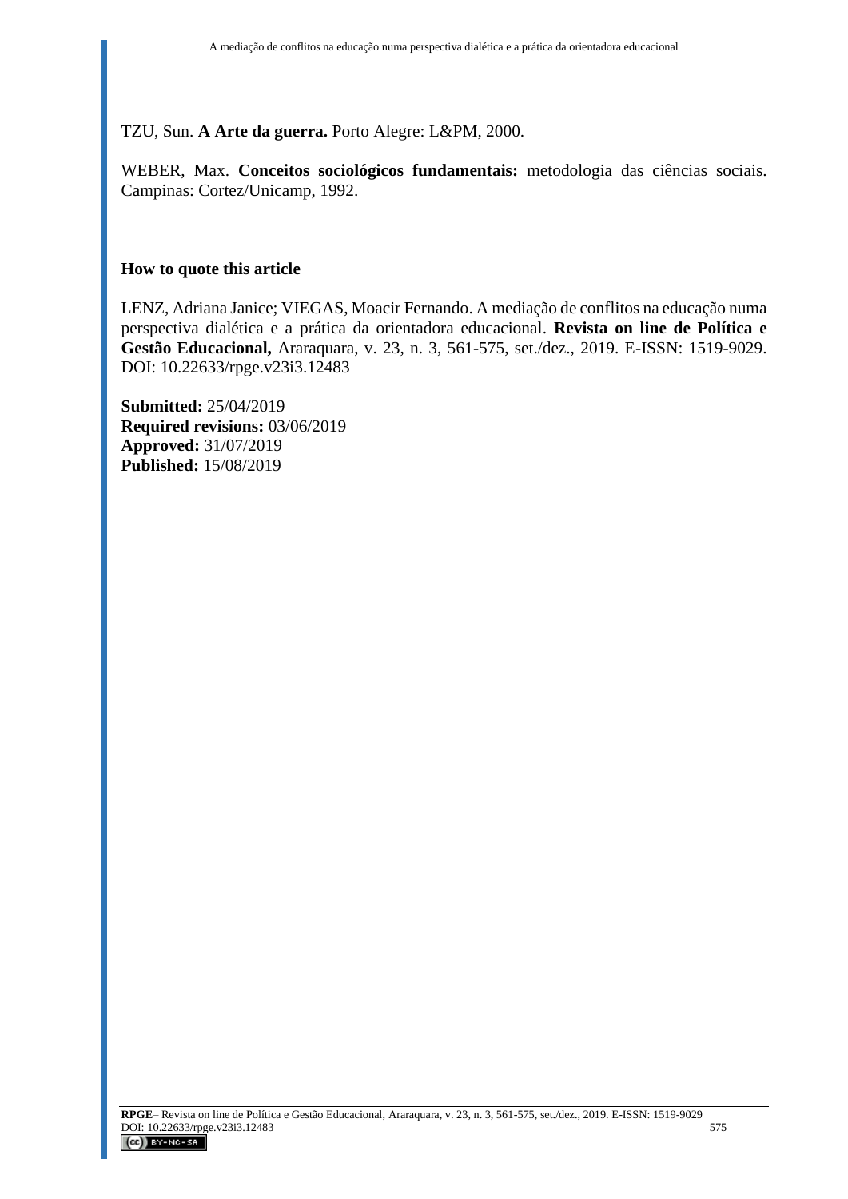TZU, Sun. **A Arte da guerra.** Porto Alegre: L&PM, 2000.

WEBER, Max. **Conceitos sociológicos fundamentais:** metodologia das ciências sociais. Campinas: Cortez/Unicamp, 1992.

### How to quote this article

LENZ, Adriana Janice; VIEGAS, Moacir Fernando. A mediação de conflitos na educação numa perspectiva dialética e a prática da orientadora educacional. **Revista on line de Política e Gestão Educacional,** Araraquara, v. 23, n. 3, 561-575, set./dez., 2019. E-ISSN: 1519-9029. DOI: 10.22633/rpge.v23i3.12483

**Submitted:** 25/04/2019
**Required revisions:** 03/06/2019
**Approved:** 31/07/2019
**Published:** 15/08/2019